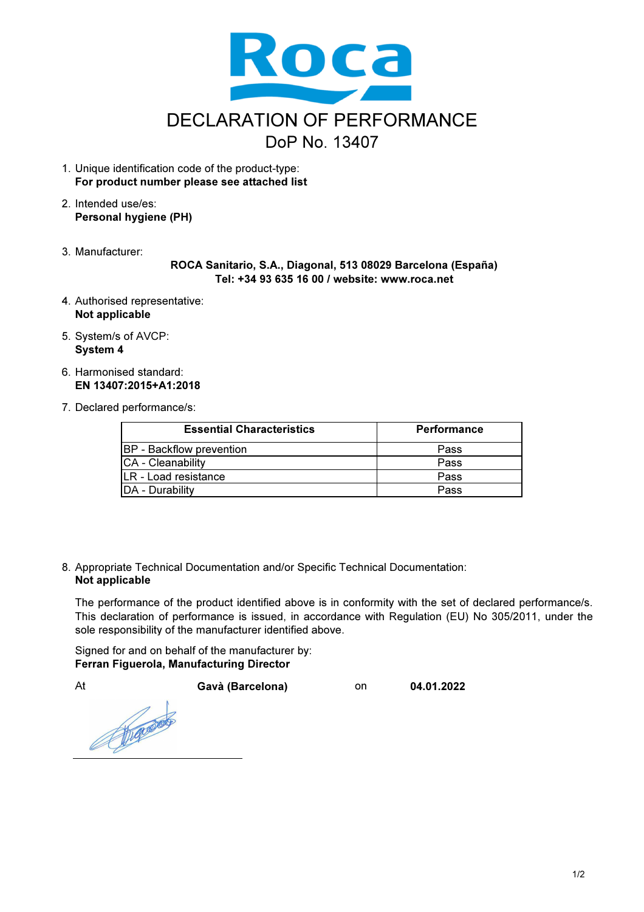Roca

# DECLARATION OF PERFORMANCE

## DoP No. 13407

1. Unique identification code of the product-type:
   **For product number please see attached list**

2. Intended use/es:
   **Personal hygiene (PH)**

3. Manufacturer:
   **ROCA Sanitario, S.A., Diagonal, 513 08029 Barcelona (España)**
   **Tel: +34 93 635 16 00 / website: www.roca.net**

4. Authorised representative:
   **Not applicable**

5. System/s of AVCP:
   **System 4**

6. Harmonised standard:
   **EN 13407:2015+A1:2018**

7. Declared performance/s:

| Essential Characteristics | Performance |
|---|---|
| BP - Backflow prevention | Pass |
| CA - Cleanability | Pass |
| LR - Load resistance | Pass |
| DA - Durability | Pass |

8. Appropriate Technical Documentation and/or Specific Technical Documentation:
   **Not applicable**

   The performance of the product identified above is in conformity with the set of declared performance/s. This declaration of performance is issued, in accordance with Regulation (EU) No 305/2011, under the sole responsibility of the manufacturer identified above.

   Signed for and on behalf of the manufacturer by:
   **Ferran Figuerola, Manufacturing Director**

   At **Gavà (Barcelona)** on **04.01.2022**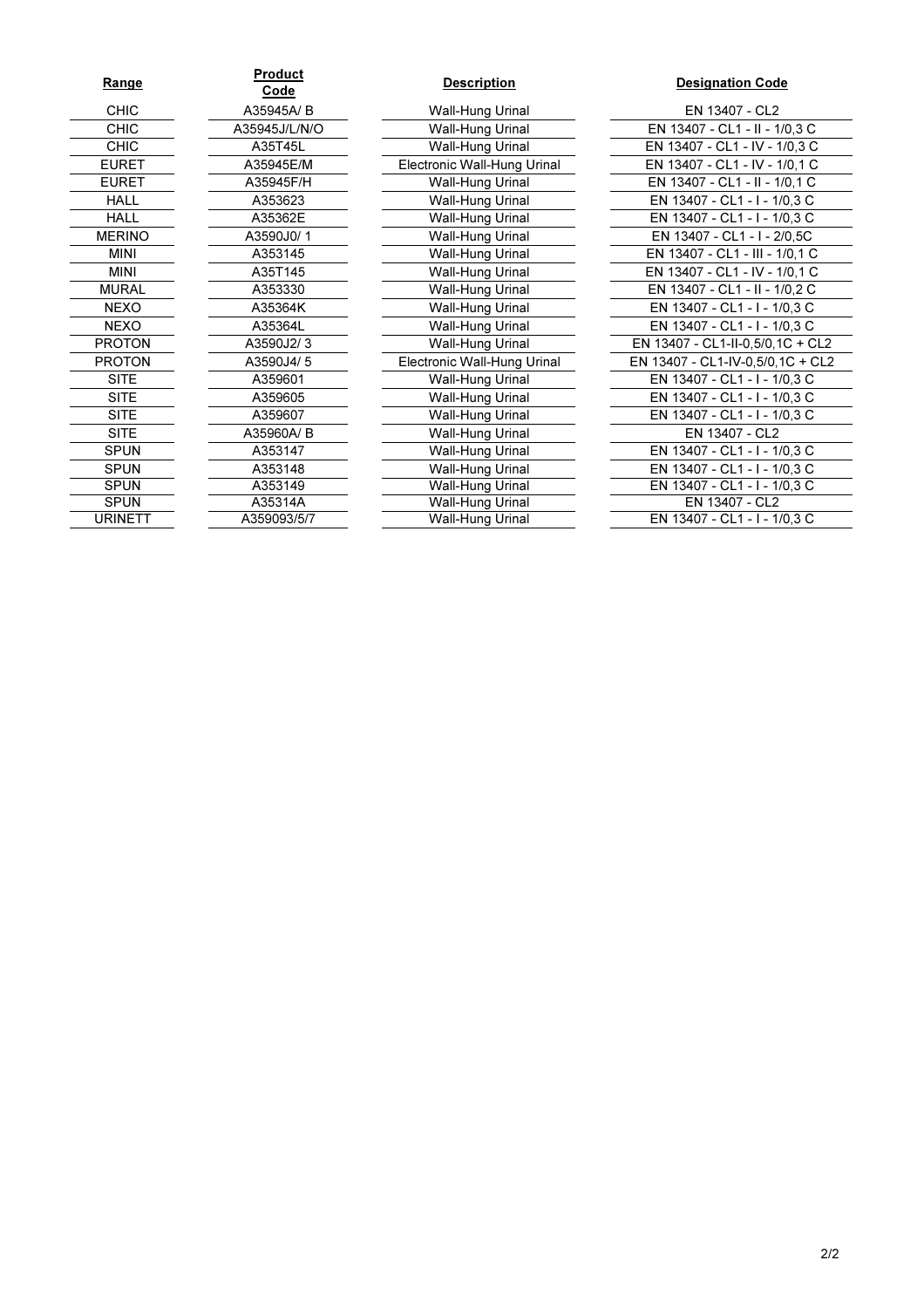| Range | Product Code | Description | Designation Code |
| --- | --- | --- | --- |
| CHIC | A35945A/ B | Wall-Hung Urinal | EN 13407 - CL2 |
| CHIC | A35945J/L/N/O | Wall-Hung Urinal | EN 13407 - CL1 - II - 1/0,3 C |
| CHIC | A35T45L | Wall-Hung Urinal | EN 13407 - CL1 - IV - 1/0,3 C |
| EURET | A35945E/M | Electronic Wall-Hung Urinal | EN 13407 - CL1 - IV - 1/0,1 C |
| EURET | A35945F/H | Wall-Hung Urinal | EN 13407 - CL1 - II - 1/0,1 C |
| HALL | A353623 | Wall-Hung Urinal | EN 13407 - CL1 - I - 1/0,3 C |
| HALL | A35362E | Wall-Hung Urinal | EN 13407 - CL1 - I - 1/0,3 C |
| MERINO | A3590J0/ 1 | Wall-Hung Urinal | EN 13407 - CL1 - I - 2/0,5C |
| MINI | A353145 | Wall-Hung Urinal | EN 13407 - CL1 - III - 1/0,1 C |
| MINI | A35T145 | Wall-Hung Urinal | EN 13407 - CL1 - IV - 1/0,1 C |
| MURAL | A353330 | Wall-Hung Urinal | EN 13407 - CL1 - II - 1/0,2 C |
| NEXO | A35364K | Wall-Hung Urinal | EN 13407 - CL1 - I - 1/0,3 C |
| NEXO | A35364L | Wall-Hung Urinal | EN 13407 - CL1 - I - 1/0,3 C |
| PROTON | A3590J2/ 3 | Wall-Hung Urinal | EN 13407 - CL1-II-0,5/0,1C + CL2 |
| PROTON | A3590J4/ 5 | Electronic Wall-Hung Urinal | EN 13407 - CL1-IV-0,5/0,1C + CL2 |
| SITE | A359601 | Wall-Hung Urinal | EN 13407 - CL1 - I - 1/0,3 C |
| SITE | A359605 | Wall-Hung Urinal | EN 13407 - CL1 - I - 1/0,3 C |
| SITE | A359607 | Wall-Hung Urinal | EN 13407 - CL1 - I - 1/0,3 C |
| SITE | A35960A/ B | Wall-Hung Urinal | EN 13407 - CL2 |
| SPUN | A353147 | Wall-Hung Urinal | EN 13407 - CL1 - I - 1/0,3 C |
| SPUN | A353148 | Wall-Hung Urinal | EN 13407 - CL1 - I - 1/0,3 C |
| SPUN | A353149 | Wall-Hung Urinal | EN 13407 - CL1 - I - 1/0,3 C |
| SPUN | A35314A | Wall-Hung Urinal | EN 13407 - CL2 |
| URINETT | A359093/5/7 | Wall-Hung Urinal | EN 13407 - CL1 - I - 1/0,3 C |